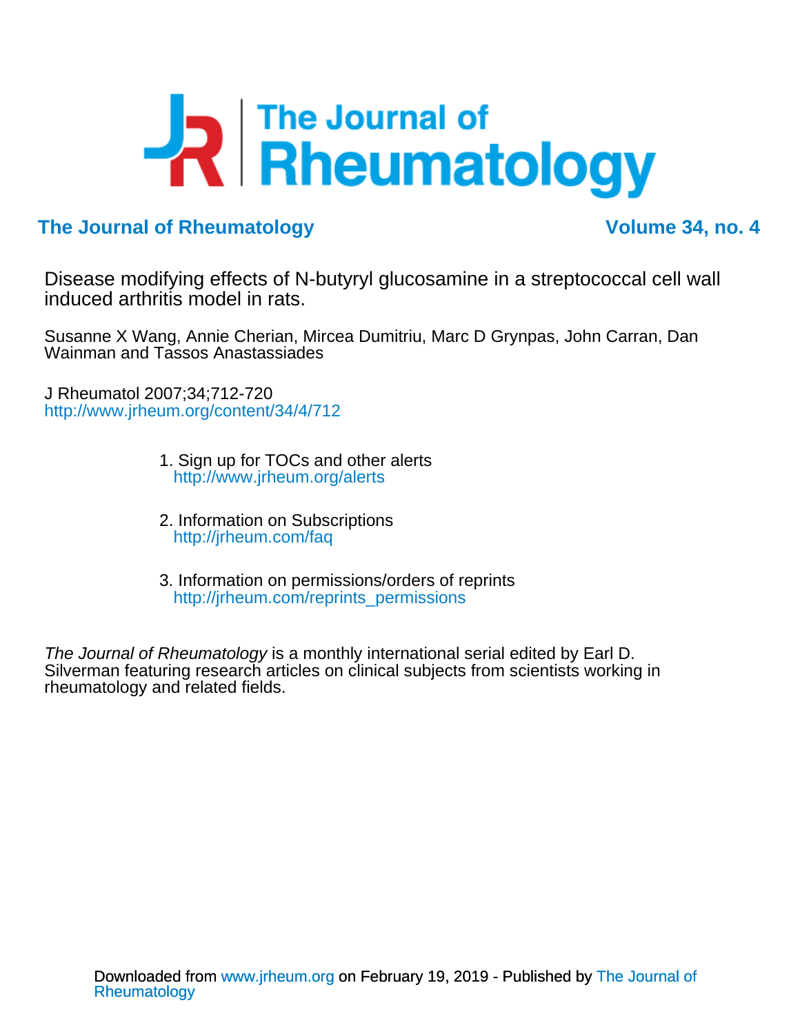# The Journal of Rheumatology

**The Journal of Rheumatology** **Volume 34, no. 4**

Disease modifying effects of N-butyryl glucosamine in a streptococcal cell wall induced arthritis model in rats.

Susanne X Wang, Annie Cherian, Mircea Dumitriu, Marc D Grynpas, John Carran, Dan Wainman and Tassos Anastassiades

J Rheumatol 2007;34;712-720
http://www.jrheum.org/content/34/4/712

1. Sign up for TOCs and other alerts
   http://www.jrheum.org/alerts

2. Information on Subscriptions
   http://jrheum.com/faq

3. Information on permissions/orders of reprints
   http://jrheum.com/reprints_permissions

*The Journal of Rheumatology* is a monthly international serial edited by Earl D. Silverman featuring research articles on clinical subjects from scientists working in rheumatology and related fields.

Downloaded from www.jrheum.org on February 19, 2019 - Published by The Journal of Rheumatology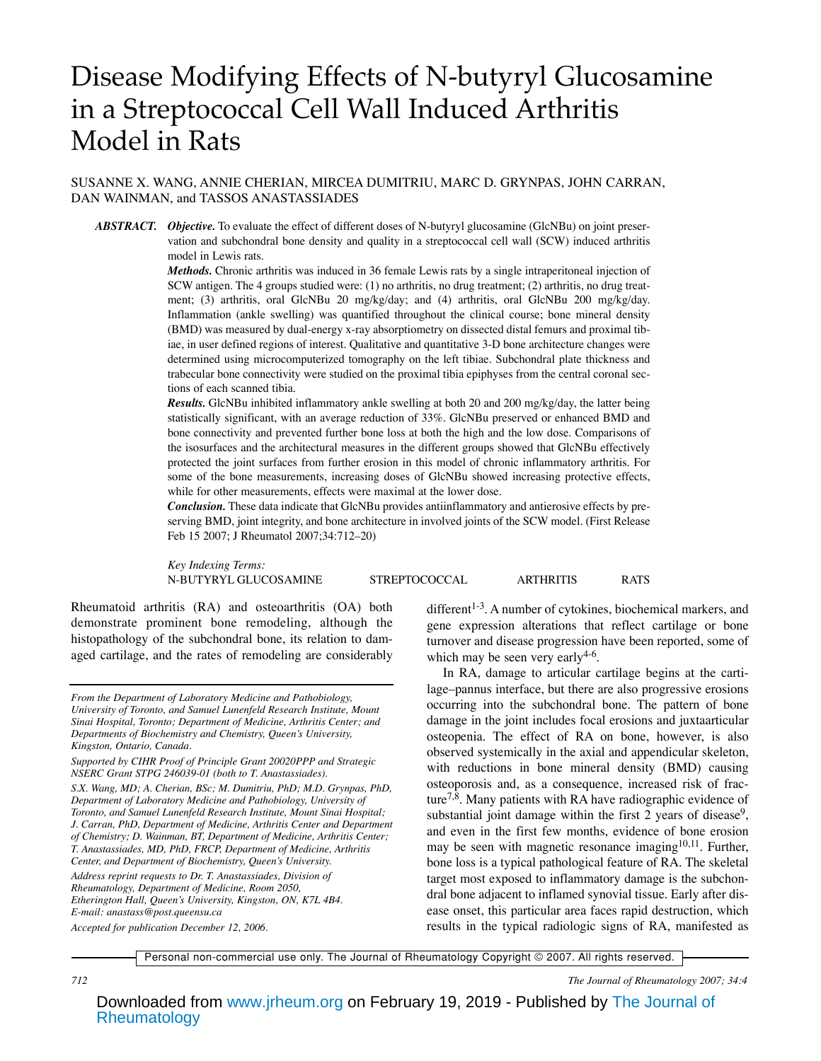# Disease Modifying Effects of N-butyryl Glucosamine in a Streptococcal Cell Wall Induced Arthritis Model in Rats

SUSANNE X. WANG, ANNIE CHERIAN, MIRCEA DUMITRIU, MARC D. GRYNPAS, JOHN CARRAN, DAN WAINMAN, and TASSOS ANASTASSIADES

***ABSTRACT.*** ***Objective.*** To evaluate the effect of different doses of N-butyryl glucosamine (GlcNBu) on joint preservation and subchondral bone density and quality in a streptococcal cell wall (SCW) induced arthritis model in Lewis rats.

***Methods.*** Chronic arthritis was induced in 36 female Lewis rats by a single intraperitoneal injection of SCW antigen. The 4 groups studied were: (1) no arthritis, no drug treatment; (2) arthritis, no drug treatment; (3) arthritis, oral GlcNBu 20 mg/kg/day; and (4) arthritis, oral GlcNBu 200 mg/kg/day. Inflammation (ankle swelling) was quantified throughout the clinical course; bone mineral density (BMD) was measured by dual-energy x-ray absorptiometry on dissected distal femurs and proximal tibiae, in user defined regions of interest. Qualitative and quantitative 3-D bone architecture changes were determined using microcomputerized tomography on the left tibiae. Subchondral plate thickness and trabecular bone connectivity were studied on the proximal tibia epiphyses from the central coronal sections of each scanned tibia.

***Results.*** GlcNBu inhibited inflammatory ankle swelling at both 20 and 200 mg/kg/day, the latter being statistically significant, with an average reduction of 33%. GlcNBu preserved or enhanced BMD and bone connectivity and prevented further bone loss at both the high and the low dose. Comparisons of the isosurfaces and the architectural measures in the different groups showed that GlcNBu effectively protected the joint surfaces from further erosion in this model of chronic inflammatory arthritis. For some of the bone measurements, increasing doses of GlcNBu showed increasing protective effects, while for other measurements, effects were maximal at the lower dose.

***Conclusion.*** These data indicate that GlcNBu provides antiinflammatory and antierosive effects by preserving BMD, joint integrity, and bone architecture in involved joints of the SCW model. (First Release Feb 15 2007; J Rheumatol 2007;34:712–20)

*Key Indexing Terms:*
N-BUTYRYL GLUCOSAMINE STREPTOCOCCAL ARTHRITIS RATS

Rheumatoid arthritis (RA) and osteoarthritis (OA) both demonstrate prominent bone remodeling, although the histopathology of the subchondral bone, its relation to damaged cartilage, and the rates of remodeling are considerably different[1-3]. A number of cytokines, biochemical markers, and gene expression alterations that reflect cartilage or bone turnover and disease progression have been reported, some of which may be seen very early[4-6].

In RA, damage to articular cartilage begins at the cartilage–pannus interface, but there are also progressive erosions occurring into the subchondral bone. The pattern of bone damage in the joint includes focal erosions and juxtaarticular osteopenia. The effect of RA on bone, however, is also observed systemically in the axial and appendicular skeleton, with reductions in bone mineral density (BMD) causing osteoporosis and, as a consequence, increased risk of fracture[7,8]. Many patients with RA have radiographic evidence of substantial joint damage within the first 2 years of disease[9], and even in the first few months, evidence of bone erosion may be seen with magnetic resonance imaging[10,11]. Further, bone loss is a typical pathological feature of RA. The skeletal target most exposed to inflammatory damage is the subchondral bone adjacent to inflamed synovial tissue. Early after disease onset, this particular area faces rapid destruction, which results in the typical radiologic signs of RA, manifested as

*From the Department of Laboratory Medicine and Pathobiology, University of Toronto, and Samuel Lunenfeld Research Institute, Mount Sinai Hospital, Toronto; Department of Medicine, Arthritis Center; and Departments of Biochemistry and Chemistry, Queen's University, Kingston, Ontario, Canada.*

*Supported by CIHR Proof of Principle Grant 20020PPP and Strategic NSERC Grant STPG 246039-01 (both to T. Anastassiades).*

*S.X. Wang, MD; A. Cherian, BSc; M. Dumitriu, PhD; M.D. Grynpas, PhD, Department of Laboratory Medicine and Pathobiology, University of Toronto, and Samuel Lunenfeld Research Institute, Mount Sinai Hospital; J. Carran, PhD, Department of Medicine, Arthritis Center and Department of Chemistry; D. Wainman, BT, Department of Medicine, Arthritis Center; T. Anastassiades, MD, PhD, FRCP, Department of Medicine, Arthritis Center, and Department of Biochemistry, Queen's University.*

*Address reprint requests to Dr. T. Anastassiades, Division of Rheumatology, Department of Medicine, Room 2050, Etherington Hall, Queen's University, Kingston, ON, K7L 4B4. E-mail: anastass@post.queensu.ca*

*Accepted for publication December 12, 2006.*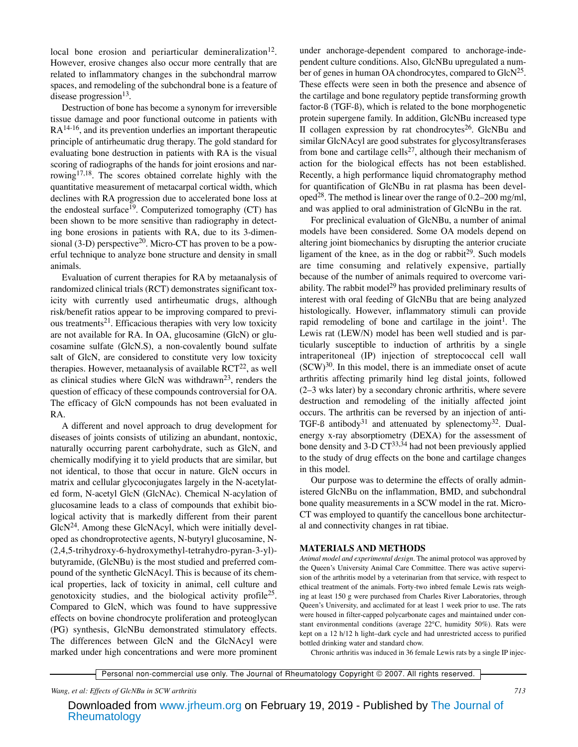local bone erosion and periarticular demineralization[12]. However, erosive changes also occur more centrally that are related to inflammatory changes in the subchondral marrow spaces, and remodeling of the subchondral bone is a feature of disease progression[13].

Destruction of bone has become a synonym for irreversible tissue damage and poor functional outcome in patients with RA[14-16], and its prevention underlies an important therapeutic principle of antirheumatic drug therapy. The gold standard for evaluating bone destruction in patients with RA is the visual scoring of radiographs of the hands for joint erosions and narrowing[17,18]. The scores obtained correlate highly with the quantitative measurement of metacarpal cortical width, which declines with RA progression due to accelerated bone loss at the endosteal surface[19]. Computerized tomography (CT) has been shown to be more sensitive than radiography in detecting bone erosions in patients with RA, due to its 3-dimensional (3-D) perspective[20]. Micro-CT has proven to be a powerful technique to analyze bone structure and density in small animals.

Evaluation of current therapies for RA by metaanalysis of randomized clinical trials (RCT) demonstrates significant toxicity with currently used antirheumatic drugs, although risk/benefit ratios appear to be improving compared to previous treatments[21]. Efficacious therapies with very low toxicity are not available for RA. In OA, glucosamine (GlcN) or glucosamine sulfate (GlcN.S), a non-covalently bound sulfate salt of GlcN, are considered to constitute very low toxicity therapies. However, metaanalysis of available RCT[22], as well as clinical studies where GlcN was withdrawn[23], renders the question of efficacy of these compounds controversial for OA. The efficacy of GlcN compounds has not been evaluated in RA.

A different and novel approach to drug development for diseases of joints consists of utilizing an abundant, nontoxic, naturally occurring parent carbohydrate, such as GlcN, and chemically modifying it to yield products that are similar, but not identical, to those that occur in nature. GlcN occurs in matrix and cellular glycoconjugates largely in the N-acetylated form, N-acetyl GlcN (GlcNAc). Chemical N-acylation of glucosamine leads to a class of compounds that exhibit biological activity that is markedly different from their parent GlcN[24]. Among these GlcNAcyl, which were initially developed as chondroprotective agents, N-butyryl glucosamine, N-(2,4,5-trihydroxy-6-hydroxymethyl-tetrahydro-pyran-3-yl)-butyramide, (GlcNBu) is the most studied and preferred compound of the synthetic GlcNAcyl. This is because of its chemical properties, lack of toxicity in animal, cell culture and genotoxicity studies, and the biological activity profile[25]. Compared to GlcN, which was found to have suppressive effects on bovine chondrocyte proliferation and proteoglycan (PG) synthesis, GlcNBu demonstrated stimulatory effects. The differences between GlcN and the GlcNAcyl were marked under high concentrations and were more prominent under anchorage-dependent compared to anchorage-independent culture conditions. Also, GlcNBu upregulated a number of genes in human OA chondrocytes, compared to GlcN[25]. These effects were seen in both the presence and absence of the cartilage and bone regulatory peptide transforming growth factor-ß (TGF-ß), which is related to the bone morphogenetic protein supergene family. In addition, GlcNBu increased type II collagen expression by rat chondrocytes[26]. GlcNBu and similar GlcNAcyl are good substrates for glycosyltransferases from bone and cartilage cells[27], although their mechanism of action for the biological effects has not been established. Recently, a high performance liquid chromatography method for quantification of GlcNBu in rat plasma has been developed[28]. The method is linear over the range of 0.2–200 mg/ml, and was applied to oral administration of GlcNBu in the rat.

For preclinical evaluation of GlcNBu, a number of animal models have been considered. Some OA models depend on altering joint biomechanics by disrupting the anterior cruciate ligament of the knee, as in the dog or rabbit[29]. Such models are time consuming and relatively expensive, partially because of the number of animals required to overcome variability. The rabbit model[29] has provided preliminary results of interest with oral feeding of GlcNBu that are being analyzed histologically. However, inflammatory stimuli can provide rapid remodeling of bone and cartilage in the joint[1]. The Lewis rat (LEW/N) model has been well studied and is particularly susceptible to induction of arthritis by a single intraperitoneal (IP) injection of streptococcal cell wall (SCW)[30]. In this model, there is an immediate onset of acute arthritis affecting primarily hind leg distal joints, followed (2–3 wks later) by a secondary chronic arthritis, where severe destruction and remodeling of the initially affected joint occurs. The arthritis can be reversed by an injection of anti-TGF-ß antibody[31] and attenuated by splenectomy[32]. Dual-energy x-ray absorptiometry (DEXA) for the assessment of bone density and 3-D CT[33,34] had not been previously applied to the study of drug effects on the bone and cartilage changes in this model.

Our purpose was to determine the effects of orally administered GlcNBu on the inflammation, BMD, and subchondral bone quality measurements in a SCW model in the rat. Micro-CT was employed to quantify the cancellous bone architectural and connectivity changes in rat tibiae.

## MATERIALS AND METHODS

*Animal model and experimental design.* The animal protocol was approved by the Queen's University Animal Care Committee. There was active supervision of the arthritis model by a veterinarian from that service, with respect to ethical treatment of the animals. Forty-two inbred female Lewis rats weighing at least 150 g were purchased from Charles River Laboratories, through Queen's University, and acclimated for at least 1 week prior to use. The rats were housed in filter-capped polycarbonate cages and maintained under constant environmental conditions (average 22°C, humidity 50%). Rats were kept on a 12 h/12 h light–dark cycle and had unrestricted access to purified bottled drinking water and standard chow.

Chronic arthritis was induced in 36 female Lewis rats by a single IP injec-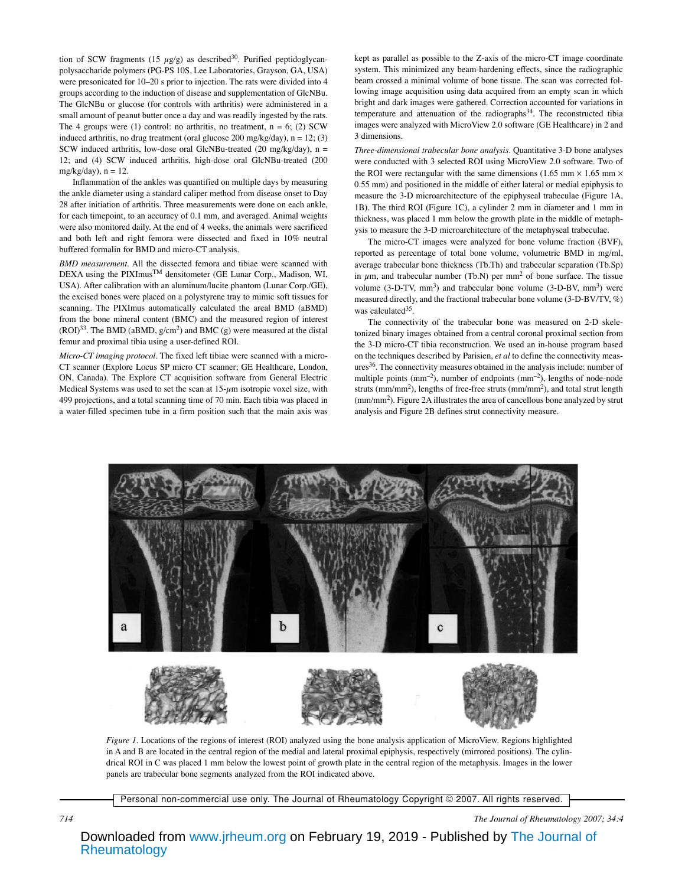tion of SCW fragments (15 $\mu$g/g) as described[30]. Purified peptidoglycan-polysaccharide polymers (PG-PS 10S, Lee Laboratories, Grayson, GA, USA) were presonicated for 10–20 s prior to injection. The rats were divided into 4 groups according to the induction of disease and supplementation of GlcNBu. The GlcNBu or glucose (for controls with arthritis) were administered in a small amount of peanut butter once a day and was readily ingested by the rats. The 4 groups were (1) control: no arthritis, no treatment, n = 6; (2) SCW induced arthritis, no drug treatment (oral glucose 200 mg/kg/day), n = 12; (3) SCW induced arthritis, low-dose oral GlcNBu-treated (20 mg/kg/day), n = 12; and (4) SCW induced arthritis, high-dose oral GlcNBu-treated (200 mg/kg/day), n = 12.

Inflammation of the ankles was quantified on multiple days by measuring the ankle diameter using a standard caliper method from disease onset to Day 28 after initiation of arthritis. Three measurements were done on each ankle, for each timepoint, to an accuracy of 0.1 mm, and averaged. Animal weights were also monitored daily. At the end of 4 weeks, the animals were sacrificed and both left and right femora were dissected and fixed in 10% neutral buffered formalin for BMD and micro-CT analysis.

*BMD measurement*. All the dissected femora and tibiae were scanned with DEXA using the PIXImus™ densitometer (GE Lunar Corp., Madison, WI, USA). After calibration with an aluminum/lucite phantom (Lunar Corp./GE), the excised bones were placed on a polystyrene tray to mimic soft tissues for scanning. The PIXImus automatically calculated the areal BMD (aBMD) from the bone mineral content (BMC) and the measured region of interest (ROI)[33]. The BMD (aBMD, g/cm$^2$) and BMC (g) were measured at the distal femur and proximal tibia using a user-defined ROI.

*Micro-CT imaging protocol*. The fixed left tibiae were scanned with a micro-CT scanner (Explore Locus SP micro CT scanner; GE Healthcare, London, ON, Canada). The Explore CT acquisition software from General Electric Medical Systems was used to set the scan at 15-$\mu$m isotropic voxel size, with 499 projections, and a total scanning time of 70 min. Each tibia was placed in a water-filled specimen tube in a firm position such that the main axis was kept as parallel as possible to the Z-axis of the micro-CT image coordinate system. This minimized any beam-hardening effects, since the radiographic beam crossed a minimal volume of bone tissue. The scan was corrected following image acquisition using data acquired from an empty scan in which bright and dark images were gathered. Correction accounted for variations in temperature and attenuation of the radiographs[34]. The reconstructed tibia images were analyzed with MicroView 2.0 software (GE Healthcare) in 2 and 3 dimensions.

*Three-dimensional trabecular bone analysis*. Quantitative 3-D bone analyses were conducted with 3 selected ROI using MicroView 2.0 software. Two of the ROI were rectangular with the same dimensions (1.65 mm × 1.65 mm × 0.55 mm) and positioned in the middle of either lateral or medial epiphysis to measure the 3-D microarchitecture of the epiphyseal trabeculae (Figure 1A, 1B). The third ROI (Figure 1C), a cylinder 2 mm in diameter and 1 mm in thickness, was placed 1 mm below the growth plate in the middle of metaphysis to measure the 3-D microarchitecture of the metaphyseal trabeculae.

The micro-CT images were analyzed for bone volume fraction (BVF), reported as percentage of total bone volume, volumetric BMD in mg/ml, average trabecular bone thickness (Tb.Th) and trabecular separation (Tb.Sp) in $\mu$m, and trabecular number (Tb.N) per mm$^2$ of bone surface. The tissue volume (3-D-TV, mm$^3$) and trabecular bone volume (3-D-BV, mm$^3$) were measured directly, and the fractional trabecular bone volume (3-D-BV/TV, %) was calculated[35].

The connectivity of the trabecular bone was measured on 2-D skeletonized binary images obtained from a central coronal proximal section from the 3-D micro-CT tibia reconstruction. We used an in-house program based on the techniques described by Parisien, *et al* to define the connectivity measures[36]. The connectivity measures obtained in the analysis include: number of multiple points (mm$^{-2}$), number of endpoints (mm$^{-2}$), lengths of node-node struts (mm/mm$^2$), lengths of free-free struts (mm/mm$^2$), and total strut length (mm/mm$^2$). Figure 2A illustrates the area of cancellous bone analyzed by strut analysis and Figure 2B defines strut connectivity measure.

*Figure 1*. Locations of the regions of interest (ROI) analyzed using the bone analysis application of MicroView. Regions highlighted in A and B are located in the central region of the medial and lateral proximal epiphysis, respectively (mirrored positions). The cylindrical ROI in C was placed 1 mm below the lowest point of growth plate in the central region of the metaphysis. Images in the lower panels are trabecular bone segments analyzed from the ROI indicated above.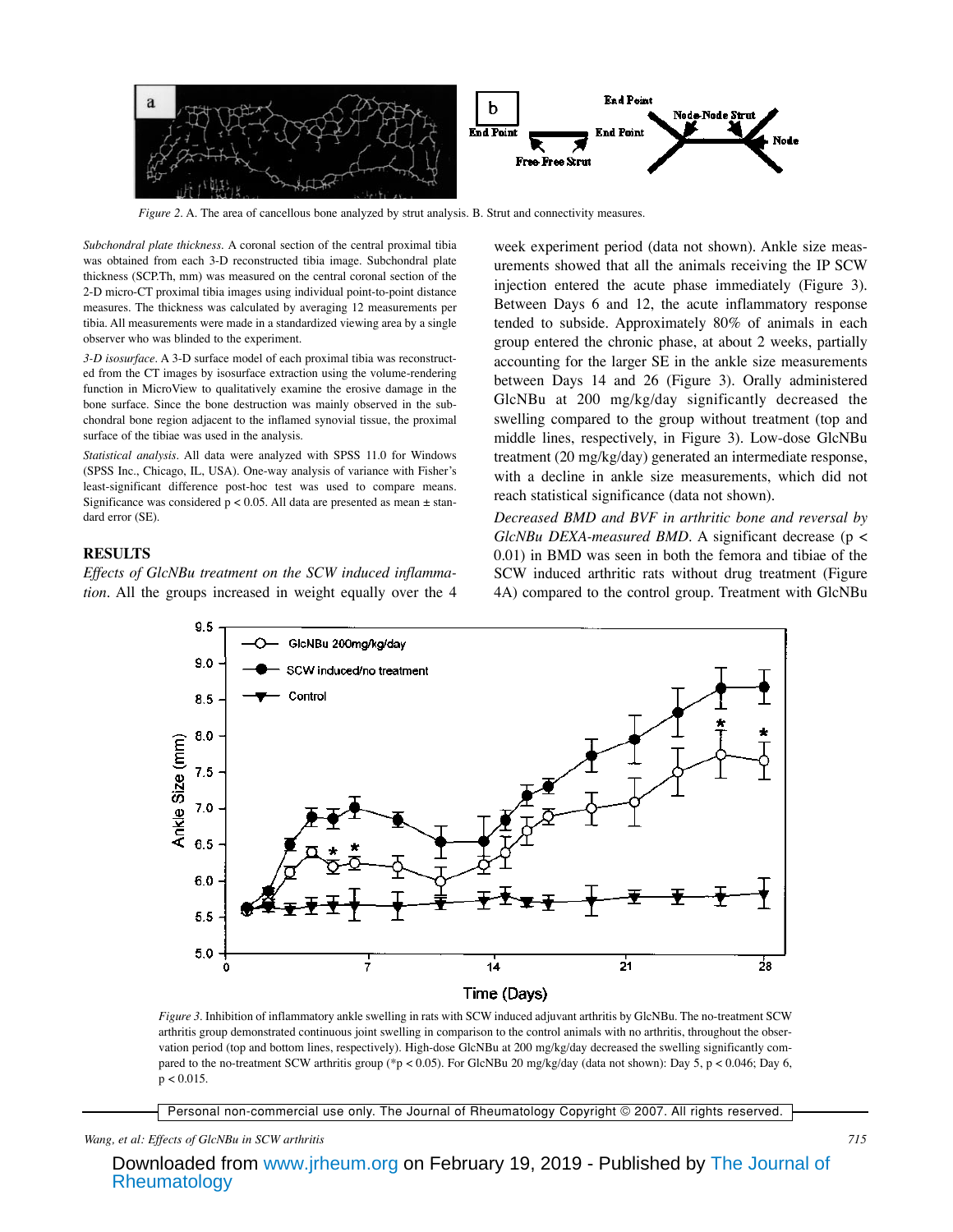*Figure 2.* A. The area of cancellous bone analyzed by strut analysis. B. Strut and connectivity measures.

*Subchondral plate thickness.* A coronal section of the central proximal tibia was obtained from each 3-D reconstructed tibia image. Subchondral plate thickness (SCP.Th, mm) was measured on the central coronal section of the 2-D micro-CT proximal tibia images using individual point-to-point distance measures. The thickness was calculated by averaging 12 measurements per tibia. All measurements were made in a standardized viewing area by a single observer who was blinded to the experiment.

*3-D isosurface*. A 3-D surface model of each proximal tibia was reconstructed from the CT images by isosurface extraction using the volume-rendering function in MicroView to qualitatively examine the erosive damage in the bone surface. Since the bone destruction was mainly observed in the subchondral bone region adjacent to the inflamed synovial tissue, the proximal surface of the tibiae was used in the analysis.

*Statistical analysis*. All data were analyzed with SPSS 11.0 for Windows (SPSS Inc., Chicago, IL, USA). One-way analysis of variance with Fisher's least-significant difference post-hoc test was used to compare means. Significance was considered $p < 0.05$. All data are presented as mean ± standard error (SE).

## RESULTS

*Effects of GlcNBu treatment on the SCW induced inflammation*. All the groups increased in weight equally over the 4 week experiment period (data not shown). Ankle size measurements showed that all the animals receiving the IP SCW injection entered the acute phase immediately (Figure 3). Between Days 6 and 12, the acute inflammatory response tended to subside. Approximately 80% of animals in each group entered the chronic phase, at about 2 weeks, partially accounting for the larger SE in the ankle size measurements between Days 14 and 26 (Figure 3). Orally administered GlcNBu at 200 mg/kg/day significantly decreased the swelling compared to the group without treatment (top and middle lines, respectively, in Figure 3). Low-dose GlcNBu treatment (20 mg/kg/day) generated an intermediate response, with a decline in ankle size measurements, which did not reach statistical significance (data not shown).

*Decreased BMD and BVF in arthritic bone and reversal by GlcNBu DEXA-measured BMD*. A significant decrease ($p < 0.01$) in BMD was seen in both the femora and tibiae of the SCW induced arthritic rats without drug treatment (Figure 4A) compared to the control group. Treatment with GlcNBu

*Figure 3.* Inhibition of inflammatory ankle swelling in rats with SCW induced adjuvant arthritis by GlcNBu. The no-treatment SCW arthritis group demonstrated continuous joint swelling in comparison to the control animals with no arthritis, throughout the observation period (top and bottom lines, respectively). High-dose GlcNBu at 200 mg/kg/day decreased the swelling significantly compared to the no-treatment SCW arthritis group (*$p < 0.05$). For GlcNBu 20 mg/kg/day (data not shown): Day 5, $p < 0.046$; Day 6, $p < 0.015$.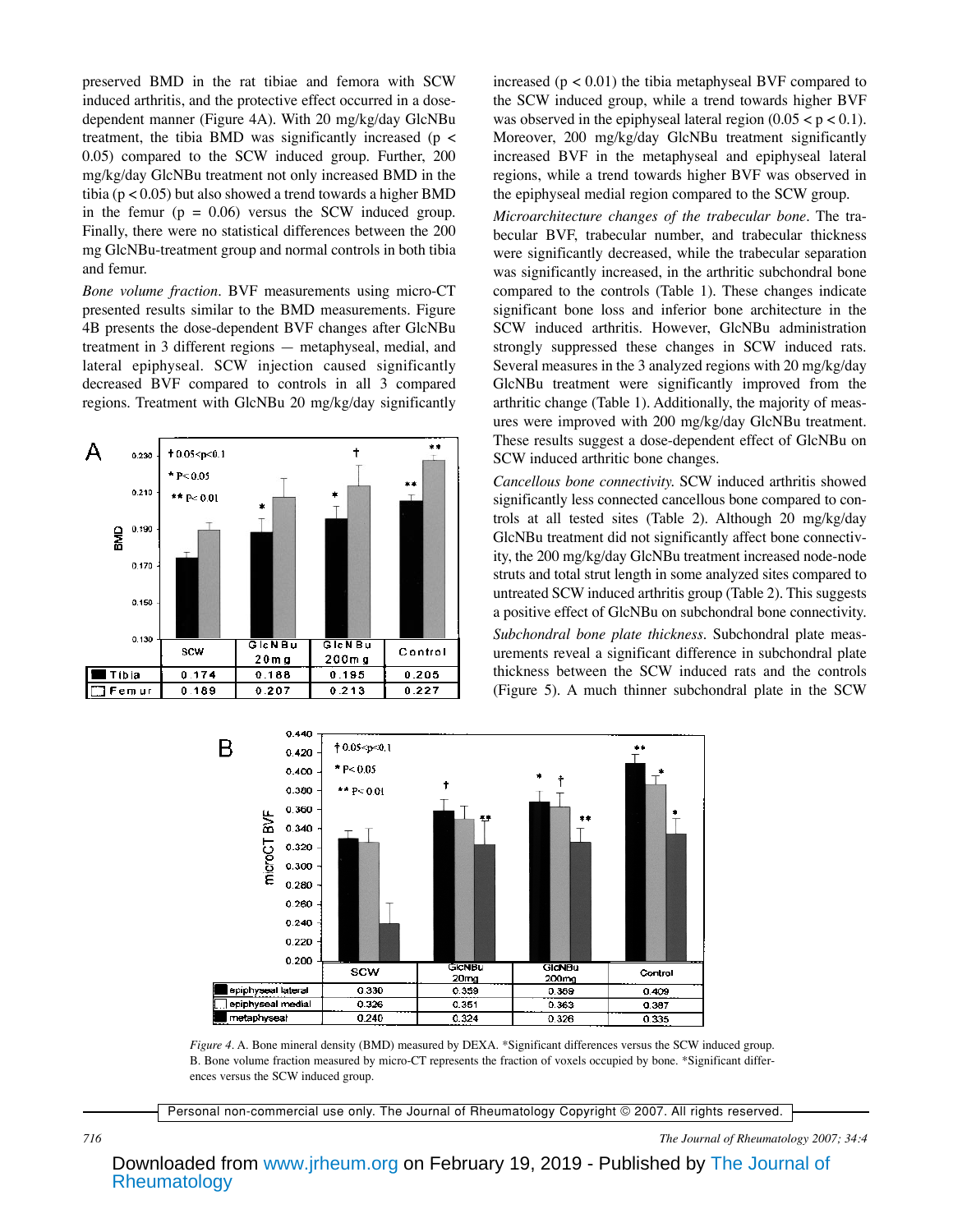preserved BMD in the rat tibiae and femora with SCW induced arthritis, and the protective effect occurred in a dose-dependent manner (Figure 4A). With 20 mg/kg/day GlcNBu treatment, the tibia BMD was significantly increased ($p < 0.05$) compared to the SCW induced group. Further, 200 mg/kg/day GlcNBu treatment not only increased BMD in the tibia ($p < 0.05$) but also showed a trend towards a higher BMD in the femur ($p = 0.06$) versus the SCW induced group. Finally, there were no statistical differences between the 200 mg GlcNBu-treatment group and normal controls in both tibia and femur.

*Bone volume fraction*. BVF measurements using micro-CT presented results similar to the BMD measurements. Figure 4B presents the dose-dependent BVF changes after GlcNBu treatment in 3 different regions — metaphyseal, medial, and lateral epiphyseal. SCW injection caused significantly decreased BVF compared to controls in all 3 compared regions. Treatment with GlcNBu 20 mg/kg/day significantly increased ($p < 0.01$) the tibia metaphyseal BVF compared to the SCW induced group, while a trend towards higher BVF was observed in the epiphyseal lateral region ($0.05 < p < 0.1$). Moreover, 200 mg/kg/day GlcNBu treatment significantly increased BVF in the metaphyseal and epiphyseal lateral regions, while a trend towards higher BVF was observed in the epiphyseal medial region compared to the SCW group.

*Microarchitecture changes of the trabecular bone*. The trabecular BVF, trabecular number, and trabecular thickness were significantly decreased, while the trabecular separation was significantly increased, in the arthritic subchondral bone compared to the controls (Table 1). These changes indicate significant bone loss and inferior bone architecture in the SCW induced arthritis. However, GlcNBu administration strongly suppressed these changes in SCW induced rats. Several measures in the 3 analyzed regions with 20 mg/kg/day GlcNBu treatment were significantly improved from the arthritic change (Table 1). Additionally, the majority of measures were improved with 200 mg/kg/day GlcNBu treatment. These results suggest a dose-dependent effect of GlcNBu on SCW induced arthritic bone changes.

*Cancellous bone connectivity.* SCW induced arthritis showed significantly less connected cancellous bone compared to controls at all tested sites (Table 2). Although 20 mg/kg/day GlcNBu treatment did not significantly affect bone connectivity, the 200 mg/kg/day GlcNBu treatment increased node-node struts and total strut length in some analyzed sites compared to untreated SCW induced arthritis group (Table 2). This suggests a positive effect of GlcNBu on subchondral bone connectivity.

*Subchondral bone plate thickness*. Subchondral plate measurements reveal a significant difference in subchondral plate thickness between the SCW induced rats and the controls (Figure 5). A much thinner subchondral plate in the SCW

| A | SCW | GlcNBu 20mg | GlcNBu 200mg | Control |
|---|---|---|---|---|
| Tibia | 0.174 | 0.188 | 0.195 | 0.205 |
| Femur | 0.189 | 0.207 | 0.213 | 0.227 |

| B | SCW | GlcNBu 20mg | GlcNBu 200mg | Control |
|---|---|---|---|---|
| epiphyseal lateral | 0.330 | 0.359 | 0.369 | 0.409 |
| epiphyseal medial | 0.326 | 0.351 | 0.363 | 0.387 |
| metaphyseal | 0.240 | 0.324 | 0.326 | 0.335 |

† 0.05<p<0.1; * P< 0.05; ** P< 0.01

*Figure 4*. A. Bone mineral density (BMD) measured by DEXA. *Significant differences versus the SCW induced group. B. Bone volume fraction measured by micro-CT represents the fraction of voxels occupied by bone. *Significant differences versus the SCW induced group.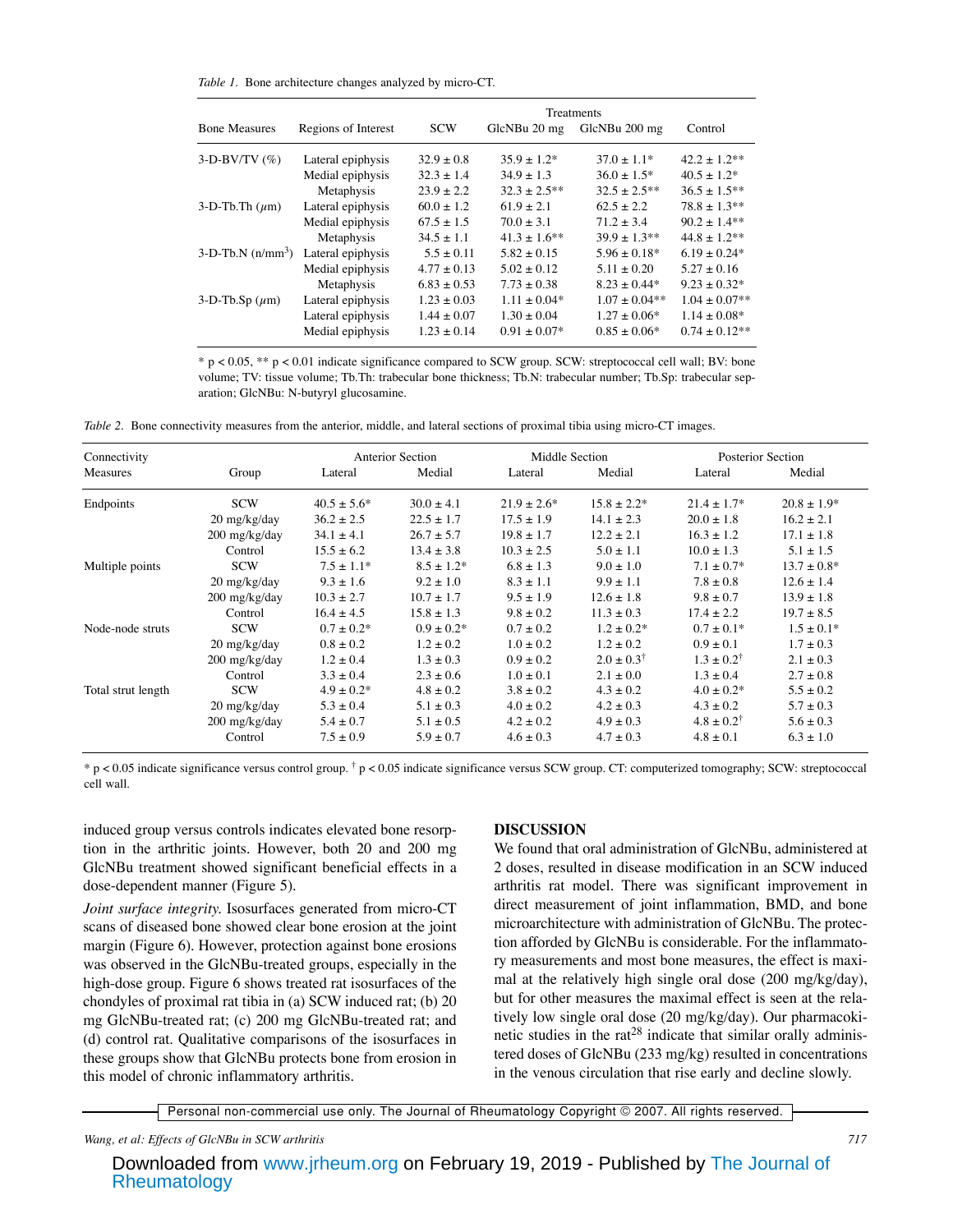*Table 1.* Bone architecture changes analyzed by micro-CT.

| Bone Measures | Regions of Interest | SCW | GlcNBu 20 mg | GlcNBu 200 mg | Control |
|---|---|---|---|---|---|
| | | Treatments | | | |
| 3-D-BV/TV (%) | Lateral epiphysis | 32.9 ± 0.8 | 35.9 ± 1.2* | 37.0 ± 1.1* | 42.2 ± 1.2** |
| | Medial epiphysis | 32.3 ± 1.4 | 34.9 ± 1.3 | 36.0 ± 1.5* | 40.5 ± 1.2* |
| | Metaphysis | 23.9 ± 2.2 | 32.3 ± 2.5** | 32.5 ± 2.5** | 36.5 ± 1.5** |
| 3-D-Tb.Th ($\mu$m) | Lateral epiphysis | 60.0 ± 1.2 | 61.9 ± 2.1 | 62.5 ± 2.2 | 78.8 ± 1.3** |
| | Medial epiphysis | 67.5 ± 1.5 | 70.0 ± 3.1 | 71.2 ± 3.4 | 90.2 ± 1.4** |
| | Metaphysis | 34.5 ± 1.1 | 41.3 ± 1.6** | 39.9 ± 1.3** | 44.8 ± 1.2** |
| 3-D-Tb.N (n/mm$^3$) | Lateral epiphysis | 5.5 ± 0.11 | 5.82 ± 0.15 | 5.96 ± 0.18* | 6.19 ± 0.24* |
| | Medial epiphysis | 4.77 ± 0.13 | 5.02 ± 0.12 | 5.11 ± 0.20 | 5.27 ± 0.16 |
| | Metaphysis | 6.83 ± 0.53 | 7.73 ± 0.38 | 8.23 ± 0.44* | 9.23 ± 0.32* |
| 3-D-Tb.Sp ($\mu$m) | Lateral epiphysis | 1.23 ± 0.03 | 1.11 ± 0.04* | 1.07 ± 0.04** | 1.04 ± 0.07** |
| | Lateral epiphysis | 1.44 ± 0.07 | 1.30 ± 0.04 | 1.27 ± 0.06* | 1.14 ± 0.08* |
| | Medial epiphysis | 1.23 ± 0.14 | 0.91 ± 0.07* | 0.85 ± 0.06* | 0.74 ± 0.12** |

* p < 0.05, ** p < 0.01 indicate significance compared to SCW group. SCW: streptococcal cell wall; BV: bone volume; TV: tissue volume; Tb.Th: trabecular bone thickness; Tb.N: trabecular number; Tb.Sp: trabecular separation; GlcNBu: N-butyryl glucosamine.

*Table 2.* Bone connectivity measures from the anterior, middle, and lateral sections of proximal tibia using micro-CT images.

| Connectivity Measures | Group | Anterior Section Lateral | Anterior Section Medial | Middle Section Lateral | Middle Section Medial | Posterior Section Lateral | Posterior Section Medial |
|---|---|---|---|---|---|---|---|
| Endpoints | SCW | 40.5 ± 5.6* | 30.0 ± 4.1 | 21.9 ± 2.6* | 15.8 ± 2.2* | 21.4 ± 1.7* | 20.8 ± 1.9* |
| | 20 mg/kg/day | 36.2 ± 2.5 | 22.5 ± 1.7 | 17.5 ± 1.9 | 14.1 ± 2.3 | 20.0 ± 1.8 | 16.2 ± 2.1 |
| | 200 mg/kg/day | 34.1 ± 4.1 | 26.7 ± 5.7 | 19.8 ± 1.7 | 12.2 ± 2.1 | 16.3 ± 1.2 | 17.1 ± 1.8 |
| | Control | 15.5 ± 6.2 | 13.4 ± 3.8 | 10.3 ± 2.5 | 5.0 ± 1.1 | 10.0 ± 1.3 | 5.1 ± 1.5 |
| Multiple points | SCW | 7.5 ± 1.1* | 8.5 ± 1.2* | 6.8 ± 1.3 | 9.0 ± 1.0 | 7.1 ± 0.7* | 13.7 ± 0.8* |
| | 20 mg/kg/day | 9.3 ± 1.6 | 9.2 ± 1.0 | 8.3 ± 1.1 | 9.9 ± 1.1 | 7.8 ± 0.8 | 12.6 ± 1.4 |
| | 200 mg/kg/day | 10.3 ± 2.7 | 10.7 ± 1.7 | 9.5 ± 1.9 | 12.6 ± 1.8 | 9.8 ± 0.7 | 13.9 ± 1.8 |
| | Control | 16.4 ± 4.5 | 15.8 ± 1.3 | 9.8 ± 0.2 | 11.3 ± 0.3 | 17.4 ± 2.2 | 19.7 ± 8.5 |
| Node-node struts | SCW | 0.7 ± 0.2* | 0.9 ± 0.2* | 0.7 ± 0.2 | 1.2 ± 0.2* | 0.7 ± 0.1* | 1.5 ± 0.1* |
| | 20 mg/kg/day | 0.8 ± 0.2 | 1.2 ± 0.2 | 1.0 ± 0.2 | 1.2 ± 0.2 | 0.9 ± 0.1 | 1.7 ± 0.3 |
| | 200 mg/kg/day | 1.2 ± 0.4 | 1.3 ± 0.3 | 0.9 ± 0.2 | 2.0 ± 0.3† | 1.3 ± 0.2† | 2.1 ± 0.3 |
| | Control | 3.3 ± 0.4 | 2.3 ± 0.6 | 1.0 ± 0.1 | 2.1 ± 0.0 | 1.3 ± 0.4 | 2.7 ± 0.8 |
| Total strut length | SCW | 4.9 ± 0.2* | 4.8 ± 0.2 | 3.8 ± 0.2 | 4.3 ± 0.2 | 4.0 ± 0.2* | 5.5 ± 0.2 |
| | 20 mg/kg/day | 5.3 ± 0.4 | 5.1 ± 0.3 | 4.0 ± 0.2 | 4.2 ± 0.3 | 4.3 ± 0.2 | 5.7 ± 0.3 |
| | 200 mg/kg/day | 5.4 ± 0.7 | 5.1 ± 0.5 | 4.2 ± 0.2 | 4.9 ± 0.3 | 4.8 ± 0.2† | 5.6 ± 0.3 |
| | Control | 7.5 ± 0.9 | 5.9 ± 0.7 | 4.6 ± 0.3 | 4.7 ± 0.3 | 4.8 ± 0.1 | 6.3 ± 1.0 |

* p < 0.05 indicate significance versus control group. † p < 0.05 indicate significance versus SCW group. CT: computerized tomography; SCW: streptococcal cell wall.

induced group versus controls indicates elevated bone resorption in the arthritic joints. However, both 20 and 200 mg GlcNBu treatment showed significant beneficial effects in a dose-dependent manner (Figure 5).

*Joint surface integrity.* Isosurfaces generated from micro-CT scans of diseased bone showed clear bone erosion at the joint margin (Figure 6). However, protection against bone erosions was observed in the GlcNBu-treated groups, especially in the high-dose group. Figure 6 shows treated rat isosurfaces of the chondyles of proximal rat tibia in (a) SCW induced rat; (b) 20 mg GlcNBu-treated rat; (c) 200 mg GlcNBu-treated rat; and (d) control rat. Qualitative comparisons of the isosurfaces in these groups show that GlcNBu protects bone from erosion in this model of chronic inflammatory arthritis.

## DISCUSSION

We found that oral administration of GlcNBu, administered at 2 doses, resulted in disease modification in an SCW induced arthritis rat model. There was significant improvement in direct measurement of joint inflammation, BMD, and bone microarchitecture with administration of GlcNBu. The protection afforded by GlcNBu is considerable. For the inflammatory measurements and most bone measures, the effect is maximal at the relatively high single oral dose (200 mg/kg/day), but for other measures the maximal effect is seen at the relatively low single oral dose (20 mg/kg/day). Our pharmacokinetic studies in the rat[28] indicate that similar orally administered doses of GlcNBu (233 mg/kg) resulted in concentrations in the venous circulation that rise early and decline slowly.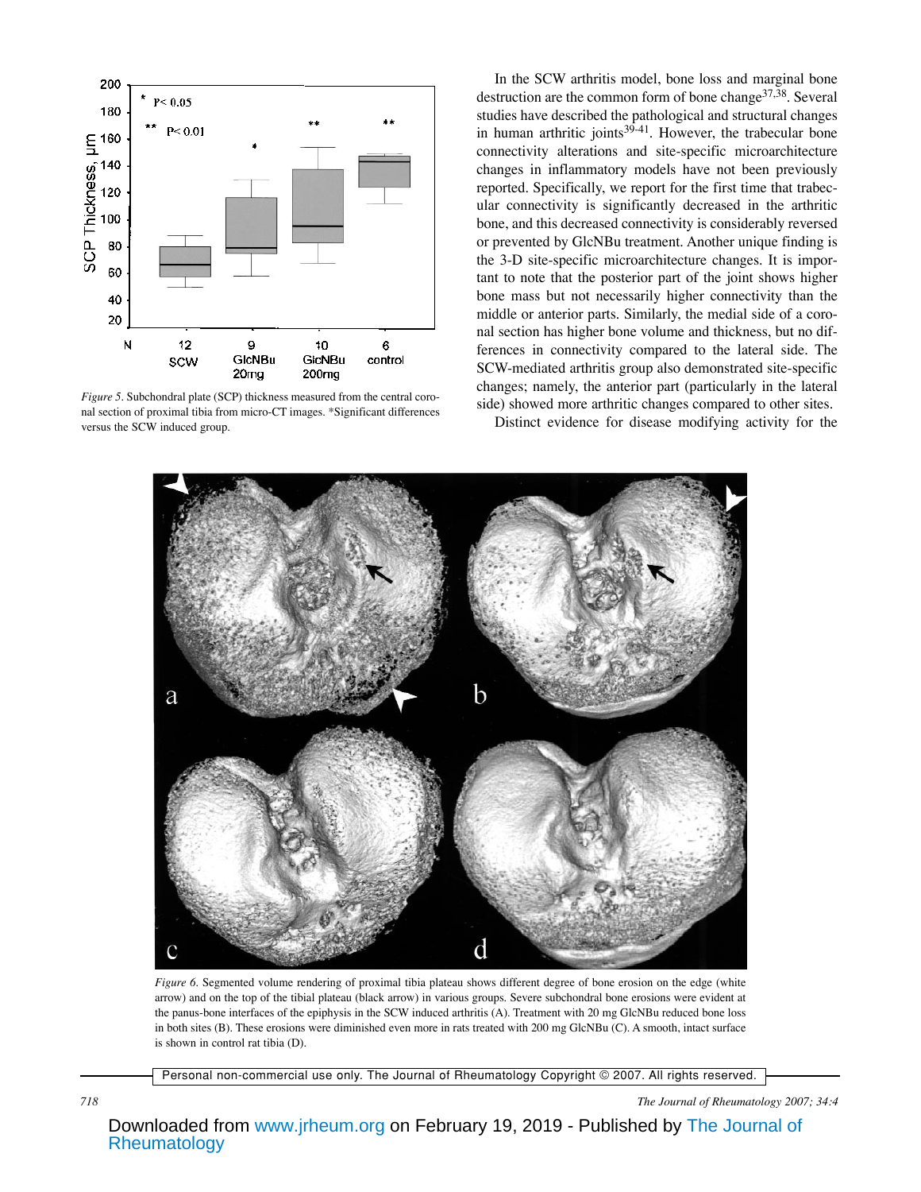*Figure 5*. Subchondral plate (SCP) thickness measured from the central coronal section of proximal tibia from micro-CT images. *Significant differences versus the SCW induced group.

In the SCW arthritis model, bone loss and marginal bone destruction are the common form of bone change[37,38]. Several studies have described the pathological and structural changes in human arthritic joints[39-41]. However, the trabecular bone connectivity alterations and site-specific microarchitecture changes in inflammatory models have not been previously reported. Specifically, we report for the first time that trabecular connectivity is significantly decreased in the arthritic bone, and this decreased connectivity is considerably reversed or prevented by GlcNBu treatment. Another unique finding is the 3-D site-specific microarchitecture changes. It is important to note that the posterior part of the joint shows higher bone mass but not necessarily higher connectivity than the middle or anterior parts. Similarly, the medial side of a coronal section has higher bone volume and thickness, but no differences in connectivity compared to the lateral side. The SCW-mediated arthritis group also demonstrated site-specific changes; namely, the anterior part (particularly in the lateral side) showed more arthritic changes compared to other sites.

Distinct evidence for disease modifying activity for the

*Figure 6*. Segmented volume rendering of proximal tibia plateau shows different degree of bone erosion on the edge (white arrow) and on the top of the tibial plateau (black arrow) in various groups. Severe subchondral bone erosions were evident at the panus-bone interfaces of the epiphysis in the SCW induced arthritis (A). Treatment with 20 mg GlcNBu reduced bone loss in both sites (B). These erosions were diminished even more in rats treated with 200 mg GlcNBu (C). A smooth, intact surface is shown in control rat tibia (D).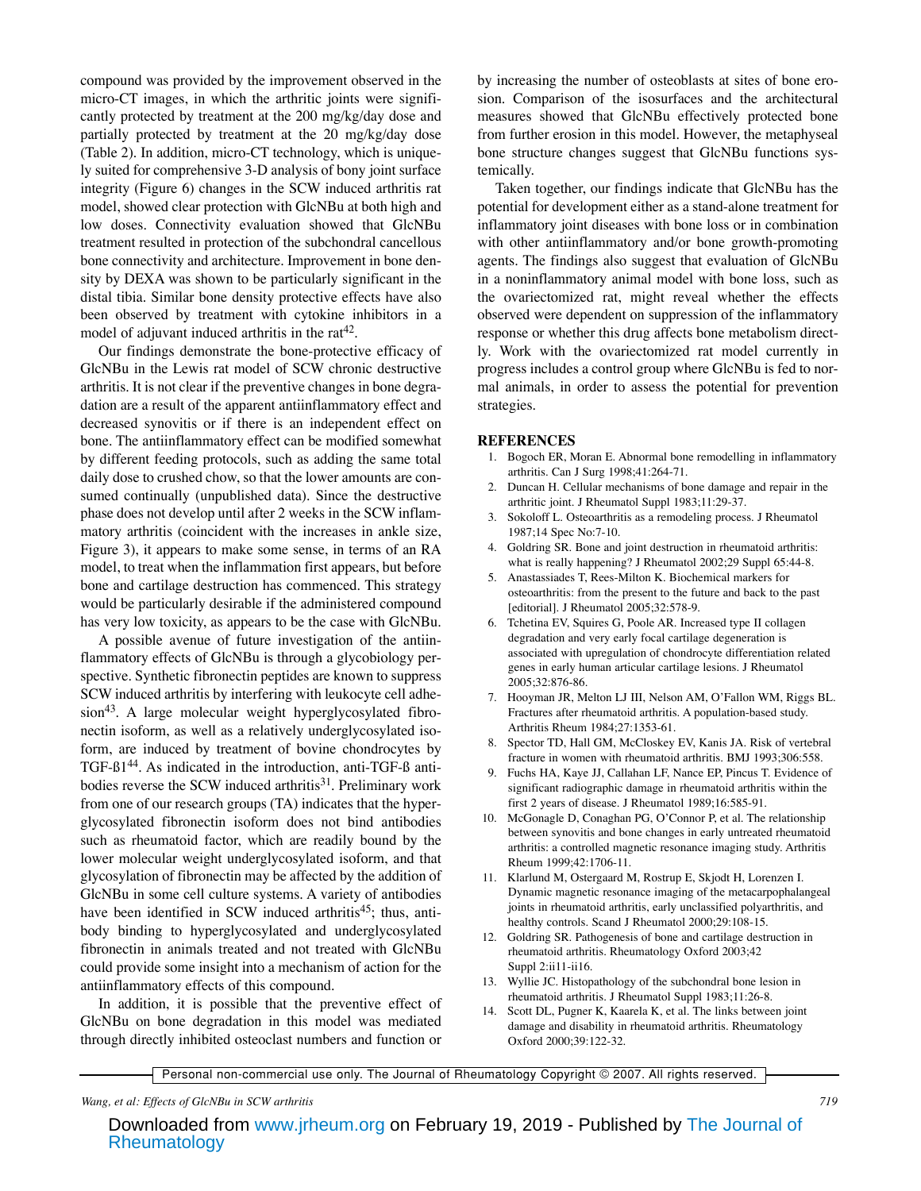compound was provided by the improvement observed in the micro-CT images, in which the arthritic joints were significantly protected by treatment at the 200 mg/kg/day dose and partially protected by treatment at the 20 mg/kg/day dose (Table 2). In addition, micro-CT technology, which is uniquely suited for comprehensive 3-D analysis of bony joint surface integrity (Figure 6) changes in the SCW induced arthritis rat model, showed clear protection with GlcNBu at both high and low doses. Connectivity evaluation showed that GlcNBu treatment resulted in protection of the subchondral cancellous bone connectivity and architecture. Improvement in bone density by DEXA was shown to be particularly significant in the distal tibia. Similar bone density protective effects have also been observed by treatment with cytokine inhibitors in a model of adjuvant induced arthritis in the rat[42].

Our findings demonstrate the bone-protective efficacy of GlcNBu in the Lewis rat model of SCW chronic destructive arthritis. It is not clear if the preventive changes in bone degradation are a result of the apparent antiinflammatory effect and decreased synovitis or if there is an independent effect on bone. The antiinflammatory effect can be modified somewhat by different feeding protocols, such as adding the same total daily dose to crushed chow, so that the lower amounts are consumed continually (unpublished data). Since the destructive phase does not develop until after 2 weeks in the SCW inflammatory arthritis (coincident with the increases in ankle size, Figure 3), it appears to make some sense, in terms of an RA model, to treat when the inflammation first appears, but before bone and cartilage destruction has commenced. This strategy would be particularly desirable if the administered compound has very low toxicity, as appears to be the case with GlcNBu.

A possible avenue of future investigation of the antiinflammatory effects of GlcNBu is through a glycobiology perspective. Synthetic fibronectin peptides are known to suppress SCW induced arthritis by interfering with leukocyte cell adhesion[43]. A large molecular weight hyperglycosylated fibronectin isoform, as well as a relatively underglycosylated isoform, are induced by treatment of bovine chondrocytes by TGF-ß1[44]. As indicated in the introduction, anti-TGF-ß antibodies reverse the SCW induced arthritis[31]. Preliminary work from one of our research groups (TA) indicates that the hyperglycosylated fibronectin isoform does not bind antibodies such as rheumatoid factor, which are readily bound by the lower molecular weight underglycosylated isoform, and that glycosylation of fibronectin may be affected by the addition of GlcNBu in some cell culture systems. A variety of antibodies have been identified in SCW induced arthritis[45]; thus, antibody binding to hyperglycosylated and underglycosylated fibronectin in animals treated and not treated with GlcNBu could provide some insight into a mechanism of action for the antiinflammatory effects of this compound.

In addition, it is possible that the preventive effect of GlcNBu on bone degradation in this model was mediated through directly inhibited osteoclast numbers and function or by increasing the number of osteoblasts at sites of bone erosion. Comparison of the isosurfaces and the architectural measures showed that GlcNBu effectively protected bone from further erosion in this model. However, the metaphyseal bone structure changes suggest that GlcNBu functions systemically.

Taken together, our findings indicate that GlcNBu has the potential for development either as a stand-alone treatment for inflammatory joint diseases with bone loss or in combination with other antiinflammatory and/or bone growth-promoting agents. The findings also suggest that evaluation of GlcNBu in a noninflammatory animal model with bone loss, such as the ovariectomized rat, might reveal whether the effects observed were dependent on suppression of the inflammatory response or whether this drug affects bone metabolism directly. Work with the ovariectomized rat model currently in progress includes a control group where GlcNBu is fed to normal animals, in order to assess the potential for prevention strategies.

## REFERENCES

1. Bogoch ER, Moran E. Abnormal bone remodelling in inflammatory arthritis. Can J Surg 1998;41:264-71.
2. Duncan H. Cellular mechanisms of bone damage and repair in the arthritic joint. J Rheumatol Suppl 1983;11:29-37.
3. Sokoloff L. Osteoarthritis as a remodeling process. J Rheumatol 1987;14 Spec No:7-10.
4. Goldring SR. Bone and joint destruction in rheumatoid arthritis: what is really happening? J Rheumatol 2002;29 Suppl 65:44-8.
5. Anastassiades T, Rees-Milton K. Biochemical markers for osteoarthritis: from the present to the future and back to the past [editorial]. J Rheumatol 2005;32:578-9.
6. Tchetina EV, Squires G, Poole AR. Increased type II collagen degradation and very early focal cartilage degeneration is associated with upregulation of chondrocyte differentiation related genes in early human articular cartilage lesions. J Rheumatol 2005;32:876-86.
7. Hooyman JR, Melton LJ III, Nelson AM, O'Fallon WM, Riggs BL. Fractures after rheumatoid arthritis. A population-based study. Arthritis Rheum 1984;27:1353-61.
8. Spector TD, Hall GM, McCloskey EV, Kanis JA. Risk of vertebral fracture in women with rheumatoid arthritis. BMJ 1993;306:558.
9. Fuchs HA, Kaye JJ, Callahan LF, Nance EP, Pincus T. Evidence of significant radiographic damage in rheumatoid arthritis within the first 2 years of disease. J Rheumatol 1989;16:585-91.
10. McGonagle D, Conaghan PG, O'Connor P, et al. The relationship between synovitis and bone changes in early untreated rheumatoid arthritis: a controlled magnetic resonance imaging study. Arthritis Rheum 1999;42:1706-11.
11. Klarlund M, Ostergaard M, Rostrup E, Skjodt H, Lorenzen I. Dynamic magnetic resonance imaging of the metacarpophalangeal joints in rheumatoid arthritis, early unclassified polyarthritis, and healthy controls. Scand J Rheumatol 2000;29:108-15.
12. Goldring SR. Pathogenesis of bone and cartilage destruction in rheumatoid arthritis. Rheumatology Oxford 2003;42 Suppl 2:ii11-ii16.
13. Wyllie JC. Histopathology of the subchondral bone lesion in rheumatoid arthritis. J Rheumatol Suppl 1983;11:26-8.
14. Scott DL, Pugner K, Kaarela K, et al. The links between joint damage and disability in rheumatoid arthritis. Rheumatology Oxford 2000;39:122-32.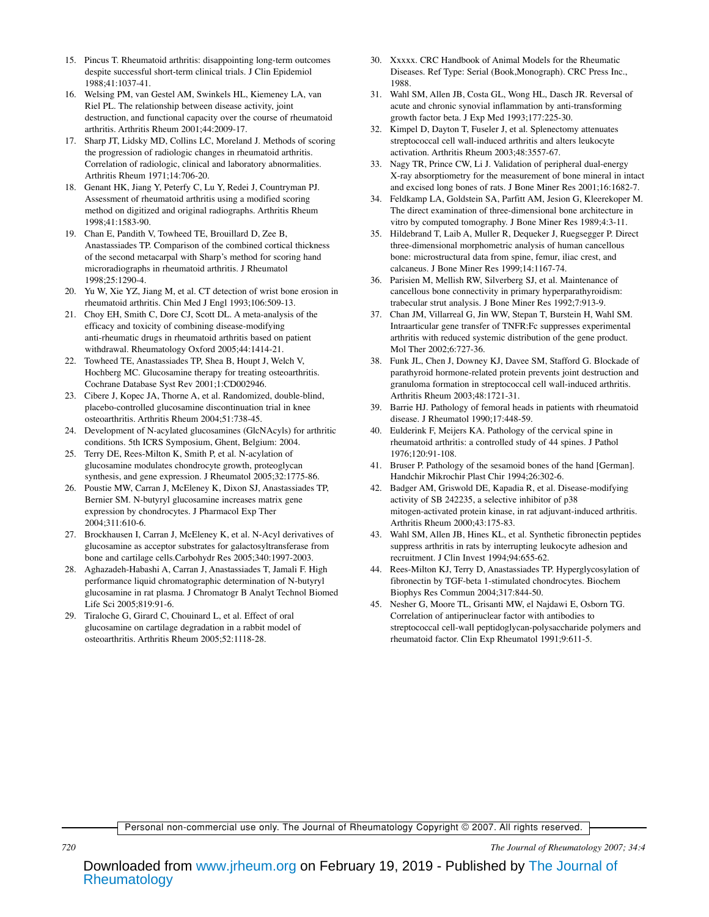15. Pincus T. Rheumatoid arthritis: disappointing long-term outcomes despite successful short-term clinical trials. J Clin Epidemiol 1988;41:1037-41.
16. Welsing PM, van Gestel AM, Swinkels HL, Kiemeney LA, van Riel PL. The relationship between disease activity, joint destruction, and functional capacity over the course of rheumatoid arthritis. Arthritis Rheum 2001;44:2009-17.
17. Sharp JT, Lidsky MD, Collins LC, Moreland J. Methods of scoring the progression of radiologic changes in rheumatoid arthritis. Correlation of radiologic, clinical and laboratory abnormalities. Arthritis Rheum 1971;14:706-20.
18. Genant HK, Jiang Y, Peterfy C, Lu Y, Redei J, Countryman PJ. Assessment of rheumatoid arthritis using a modified scoring method on digitized and original radiographs. Arthritis Rheum 1998;41:1583-90.
19. Chan E, Pandith V, Towheed TE, Brouillard D, Zee B, Anastassiades TP. Comparison of the combined cortical thickness of the second metacarpal with Sharp's method for scoring hand microradiographs in rheumatoid arthritis. J Rheumatol 1998;25:1290-4.
20. Yu W, Xie YZ, Jiang M, et al. CT detection of wrist bone erosion in rheumatoid arthritis. Chin Med J Engl 1993;106:509-13.
21. Choy EH, Smith C, Dore CJ, Scott DL. A meta-analysis of the efficacy and toxicity of combining disease-modifying anti-rheumatic drugs in rheumatoid arthritis based on patient withdrawal. Rheumatology Oxford 2005;44:1414-21.
22. Towheed TE, Anastassiades TP, Shea B, Houpt J, Welch V, Hochberg MC. Glucosamine therapy for treating osteoarthritis. Cochrane Database Syst Rev 2001;1:CD002946.
23. Cibere J, Kopec JA, Thorne A, et al. Randomized, double-blind, placebo-controlled glucosamine discontinuation trial in knee osteoarthritis. Arthritis Rheum 2004;51:738-45.
24. Development of N-acylated glucosamines (GlcNAcyls) for arthritic conditions. 5th ICRS Symposium, Ghent, Belgium: 2004.
25. Terry DE, Rees-Milton K, Smith P, et al. N-acylation of glucosamine modulates chondrocyte growth, proteoglycan synthesis, and gene expression. J Rheumatol 2005;32:1775-86.
26. Poustie MW, Carran J, McEleney K, Dixon SJ, Anastassiades TP, Bernier SM. N-butyryl glucosamine increases matrix gene expression by chondrocytes. J Pharmacol Exp Ther 2004;311:610-6.
27. Brockhausen I, Carran J, McEleney K, et al. N-Acyl derivatives of glucosamine as acceptor substrates for galactosyltransferase from bone and cartilage cells.Carbohydr Res 2005;340:1997-2003.
28. Aghazadeh-Habashi A, Carran J, Anastassiades T, Jamali F. High performance liquid chromatographic determination of N-butyryl glucosamine in rat plasma. J Chromatogr B Analyt Technol Biomed Life Sci 2005;819:91-6.
29. Tiraloche G, Girard C, Chouinard L, et al. Effect of oral glucosamine on cartilage degradation in a rabbit model of osteoarthritis. Arthritis Rheum 2005;52:1118-28.
30. Xxxxx. CRC Handbook of Animal Models for the Rheumatic Diseases. Ref Type: Serial (Book,Monograph). CRC Press Inc., 1988.
31. Wahl SM, Allen JB, Costa GL, Wong HL, Dasch JR. Reversal of acute and chronic synovial inflammation by anti-transforming growth factor beta. J Exp Med 1993;177:225-30.
32. Kimpel D, Dayton T, Fuseler J, et al. Splenectomy attenuates streptococcal cell wall-induced arthritis and alters leukocyte activation. Arthritis Rheum 2003;48:3557-67.
33. Nagy TR, Prince CW, Li J. Validation of peripheral dual-energy X-ray absorptiometry for the measurement of bone mineral in intact and excised long bones of rats. J Bone Miner Res 2001;16:1682-7.
34. Feldkamp LA, Goldstein SA, Parfitt AM, Jesion G, Kleerekoper M. The direct examination of three-dimensional bone architecture in vitro by computed tomography. J Bone Miner Res 1989;4:3-11.
35. Hildebrand T, Laib A, Muller R, Dequeker J, Ruegsegger P. Direct three-dimensional morphometric analysis of human cancellous bone: microstructural data from spine, femur, iliac crest, and calcaneus. J Bone Miner Res 1999;14:1167-74.
36. Parisien M, Mellish RW, Silverberg SJ, et al. Maintenance of cancellous bone connectivity in primary hyperparathyroidism: trabecular strut analysis. J Bone Miner Res 1992;7:913-9.
37. Chan JM, Villarreal G, Jin WW, Stepan T, Burstein H, Wahl SM. Intraarticular gene transfer of TNFR:Fc suppresses experimental arthritis with reduced systemic distribution of the gene product. Mol Ther 2002;6:727-36.
38. Funk JL, Chen J, Downey KJ, Davee SM, Stafford G. Blockade of parathyroid hormone-related protein prevents joint destruction and granuloma formation in streptococcal cell wall-induced arthritis. Arthritis Rheum 2003;48:1721-31.
39. Barrie HJ. Pathology of femoral heads in patients with rheumatoid disease. J Rheumatol 1990;17:448-59.
40. Eulderink F, Meijers KA. Pathology of the cervical spine in rheumatoid arthritis: a controlled study of 44 spines. J Pathol 1976;120:91-108.
41. Bruser P. Pathology of the sesamoid bones of the hand [German]. Handchir Mikrochir Plast Chir 1994;26:302-6.
42. Badger AM, Griswold DE, Kapadia R, et al. Disease-modifying activity of SB 242235, a selective inhibitor of p38 mitogen-activated protein kinase, in rat adjuvant-induced arthritis. Arthritis Rheum 2000;43:175-83.
43. Wahl SM, Allen JB, Hines KL, et al. Synthetic fibronectin peptides suppress arthritis in rats by interrupting leukocyte adhesion and recruitment. J Clin Invest 1994;94:655-62.
44. Rees-Milton KJ, Terry D, Anastassiades TP. Hyperglycosylation of fibronectin by TGF-beta 1-stimulated chondrocytes. Biochem Biophys Res Commun 2004;317:844-50.
45. Nesher G, Moore TL, Grisanti MW, el Najdawi E, Osborn TG. Correlation of antiperinuclear factor with antibodies to streptococcal cell-wall peptidoglycan-polysaccharide polymers and rheumatoid factor. Clin Exp Rheumatol 1991;9:611-5.